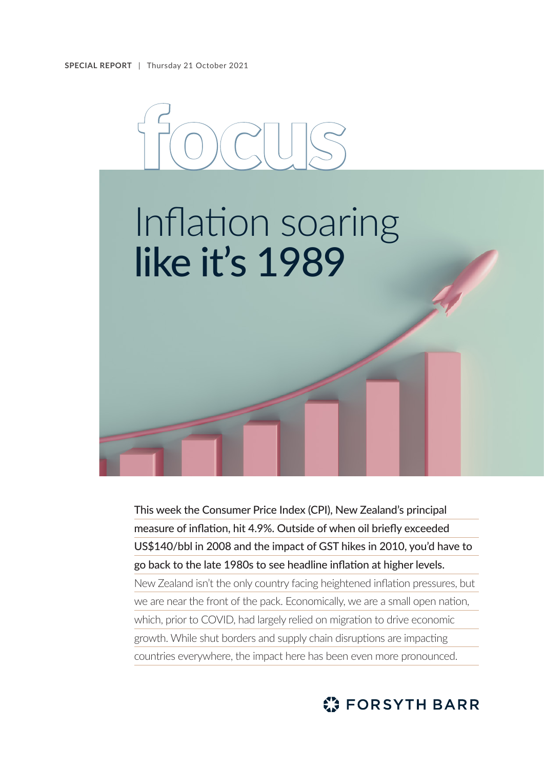**SPECIAL REPORT** | Thursday 21 October 2021

# focus

# Inflation soaring **like it's 1989**

This week the Consumer Price Index (CPI), New Zealand's principal measure of inflation, hit 4.9%. Outside of when oil briefly exceeded US$140/bbl in 2008 and the impact of GST hikes in 2010, you'd have to go back to the late 1980s to see headline inflation at higher levels.

New Zealand isn't the only country facing heightened inflation pressures, but we are near the front of the pack. Economically, we are a small open nation, which, prior to COVID, had largely relied on migration to drive economic growth. While shut borders and supply chain disruptions are impacting countries everywhere, the impact here has been even more pronounced.

FORSYTH BARR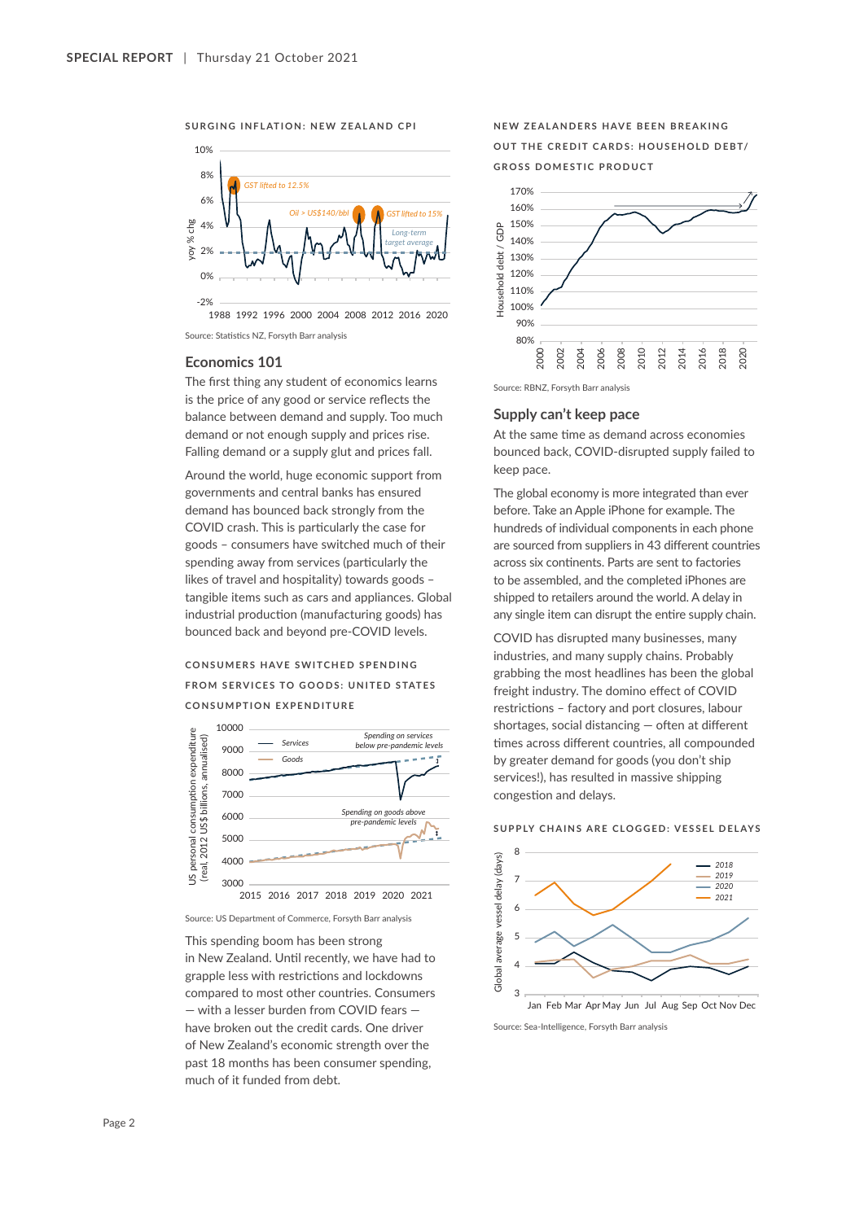SURGING INFLATION: NEW ZEALAND CPI

Source: Statistics NZ, Forsyth Barr analysis

## Economics 101

The first thing any student of economics learns is the price of any good or service reflects the balance between demand and supply. Too much demand or not enough supply and prices rise. Falling demand or a supply glut and prices fall.

Around the world, huge economic support from governments and central banks has ensured demand has bounced back strongly from the COVID crash. This is particularly the case for goods – consumers have switched much of their spending away from services (particularly the likes of travel and hospitality) towards goods – tangible items such as cars and appliances. Global industrial production (manufacturing goods) has bounced back and beyond pre-COVID levels.

CONSUMERS HAVE SWITCHED SPENDING FROM SERVICES TO GOODS: UNITED STATES CONSUMPTION EXPENDITURE

Source: US Department of Commerce, Forsyth Barr analysis

This spending boom has been strong in New Zealand. Until recently, we have had to grapple less with restrictions and lockdowns compared to most other countries. Consumers — with a lesser burden from COVID fears — have broken out the credit cards. One driver of New Zealand's economic strength over the past 18 months has been consumer spending, much of it funded from debt.

NEW ZEALANDERS HAVE BEEN BREAKING OUT THE CREDIT CARDS: HOUSEHOLD DEBT/ GROSS DOMESTIC PRODUCT

Source: RBNZ, Forsyth Barr analysis

## Supply can't keep pace

At the same time as demand across economies bounced back, COVID-disrupted supply failed to keep pace.

The global economy is more integrated than ever before. Take an Apple iPhone for example. The hundreds of individual components in each phone are sourced from suppliers in 43 different countries across six continents. Parts are sent to factories to be assembled, and the completed iPhones are shipped to retailers around the world. A delay in any single item can disrupt the entire supply chain.

COVID has disrupted many businesses, many industries, and many supply chains. Probably grabbing the most headlines has been the global freight industry. The domino effect of COVID restrictions – factory and port closures, labour shortages, social distancing — often at different times across different countries, all compounded by greater demand for goods (you don't ship services!), has resulted in massive shipping congestion and delays.

SUPPLY CHAINS ARE CLOGGED: VESSEL DELAYS

Source: Sea-Intelligence, Forsyth Barr analysis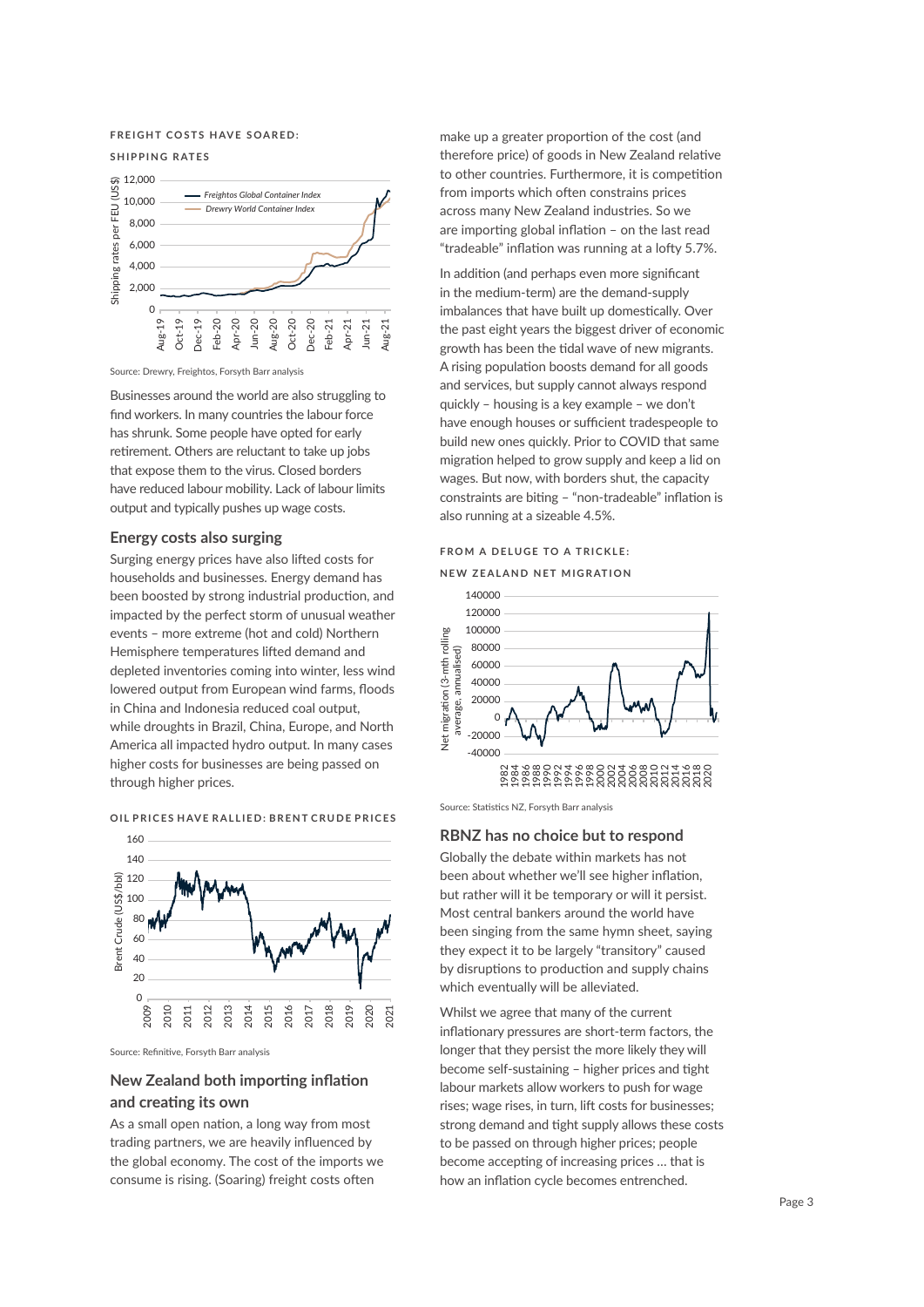**FREIGHT COSTS HAVE SOARED:**

**SHIPPING RATES**

Source: Drewry, Freightos, Forsyth Barr analysis

Businesses around the world are also struggling to find workers. In many countries the labour force has shrunk. Some people have opted for early retirement. Others are reluctant to take up jobs that expose them to the virus. Closed borders have reduced labour mobility. Lack of labour limits output and typically pushes up wage costs.

## Energy costs also surging

Surging energy prices have also lifted costs for households and businesses. Energy demand has been boosted by strong industrial production, and impacted by the perfect storm of unusual weather events – more extreme (hot and cold) Northern Hemisphere temperatures lifted demand and depleted inventories coming into winter, less wind lowered output from European wind farms, floods in China and Indonesia reduced coal output, while droughts in Brazil, China, Europe, and North America all impacted hydro output. In many cases higher costs for businesses are being passed on through higher prices.

**OIL PRICES HAVE RALLIED: BRENT CRUDE PRICES**

Source: Refinitive, Forsyth Barr analysis

## New Zealand both importing inflation and creating its own

As a small open nation, a long way from most trading partners, we are heavily influenced by the global economy. The cost of the imports we consume is rising. (Soaring) freight costs often make up a greater proportion of the cost (and therefore price) of goods in New Zealand relative to other countries. Furthermore, it is competition from imports which often constrains prices across many New Zealand industries. So we are importing global inflation – on the last read "tradeable" inflation was running at a lofty 5.7%.

In addition (and perhaps even more significant in the medium-term) are the demand-supply imbalances that have built up domestically. Over the past eight years the biggest driver of economic growth has been the tidal wave of new migrants. A rising population boosts demand for all goods and services, but supply cannot always respond quickly – housing is a key example – we don't have enough houses or sufficient tradespeople to build new ones quickly. Prior to COVID that same migration helped to grow supply and keep a lid on wages. But now, with borders shut, the capacity constraints are biting – "non-tradeable" inflation is also running at a sizeable 4.5%.

**FROM A DELUGE TO A TRICKLE:**

**NEW ZEALAND NET MIGRATION**

Source: Statistics NZ, Forsyth Barr analysis

## RBNZ has no choice but to respond

Globally the debate within markets has not been about whether we'll see higher inflation, but rather will it be temporary or will it persist. Most central bankers around the world have been singing from the same hymn sheet, saying they expect it to be largely "transitory" caused by disruptions to production and supply chains which eventually will be alleviated.

Whilst we agree that many of the current inflationary pressures are short-term factors, the longer that they persist the more likely they will become self-sustaining – higher prices and tight labour markets allow workers to push for wage rises; wage rises, in turn, lift costs for businesses; strong demand and tight supply allows these costs to be passed on through higher prices; people become accepting of increasing prices … that is how an inflation cycle becomes entrenched.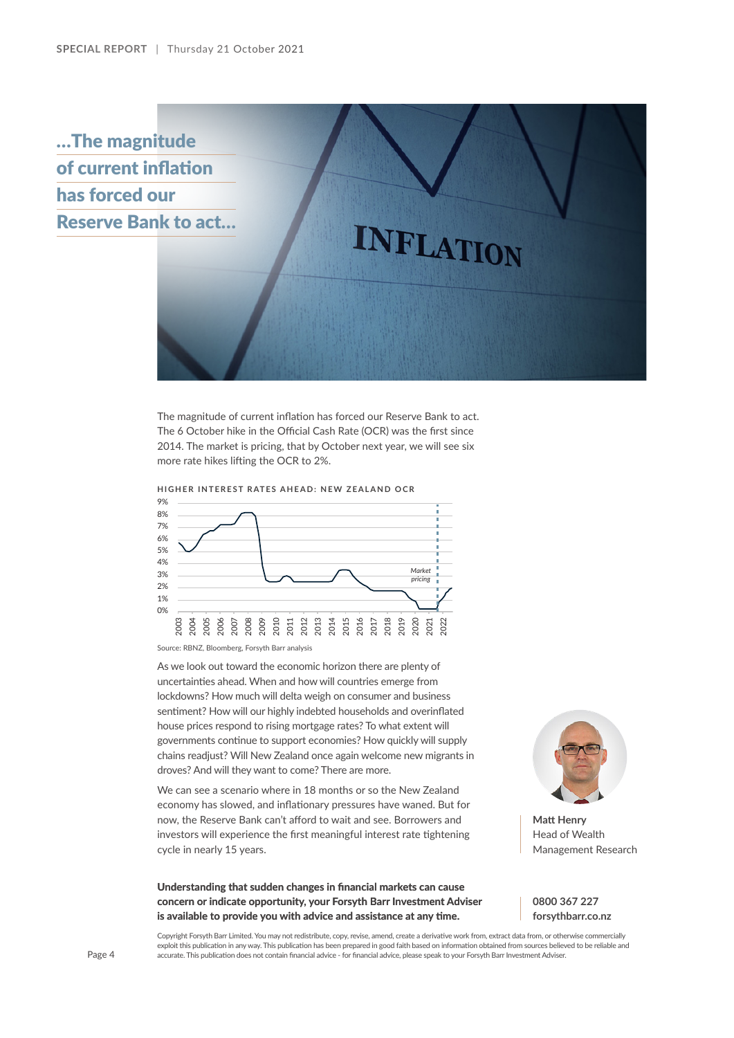## ...The magnitude of current inflation has forced our Reserve Bank to act...

INFLATION

The magnitude of current inflation has forced our Reserve Bank to act. The 6 October hike in the Official Cash Rate (OCR) was the first since 2014. The market is pricing, that by October next year, we will see six more rate hikes lifting the OCR to 2%.

**HIGHER INTEREST RATES AHEAD: NEW ZEALAND OCR**

9%
8%
7%
6%
5%
4%
3%
2%
1%
0%

2003 2004 2005 2006 2007 2008 2009 2010 2011 2012 2013 2014 2015 2016 2017 2018 2019 2020 2021 2022

*Market pricing*

Source: RBNZ, Bloomberg, Forsyth Barr analysis

As we look out toward the economic horizon there are plenty of uncertainties ahead. When and how will countries emerge from lockdowns? How much will delta weigh on consumer and business sentiment? How will our highly indebted households and overinflated house prices respond to rising mortgage rates? To what extent will governments continue to support economies? How quickly will supply chains readjust? Will New Zealand once again welcome new migrants in droves? And will they want to come? There are more.

We can see a scenario where in 18 months or so the New Zealand economy has slowed, and inflationary pressures have waned. But for now, the Reserve Bank can't afford to wait and see. Borrowers and investors will experience the first meaningful interest rate tightening cycle in nearly 15 years.

**Matt Henry**
Head of Wealth Management Research

**Understanding that sudden changes in financial markets can cause concern or indicate opportunity, your Forsyth Barr Investment Adviser is available to provide you with advice and assistance at any time.**

**0800 367 227**
**forsythbarr.co.nz**

Copyright Forsyth Barr Limited. You may not redistribute, copy, revise, amend, create a derivative work from, extract data from, or otherwise commercially exploit this publication in any way. This publication has been prepared in good faith based on information obtained from sources believed to be reliable and accurate. This publication does not contain financial advice - for financial advice, please speak to your Forsyth Barr Investment Adviser.